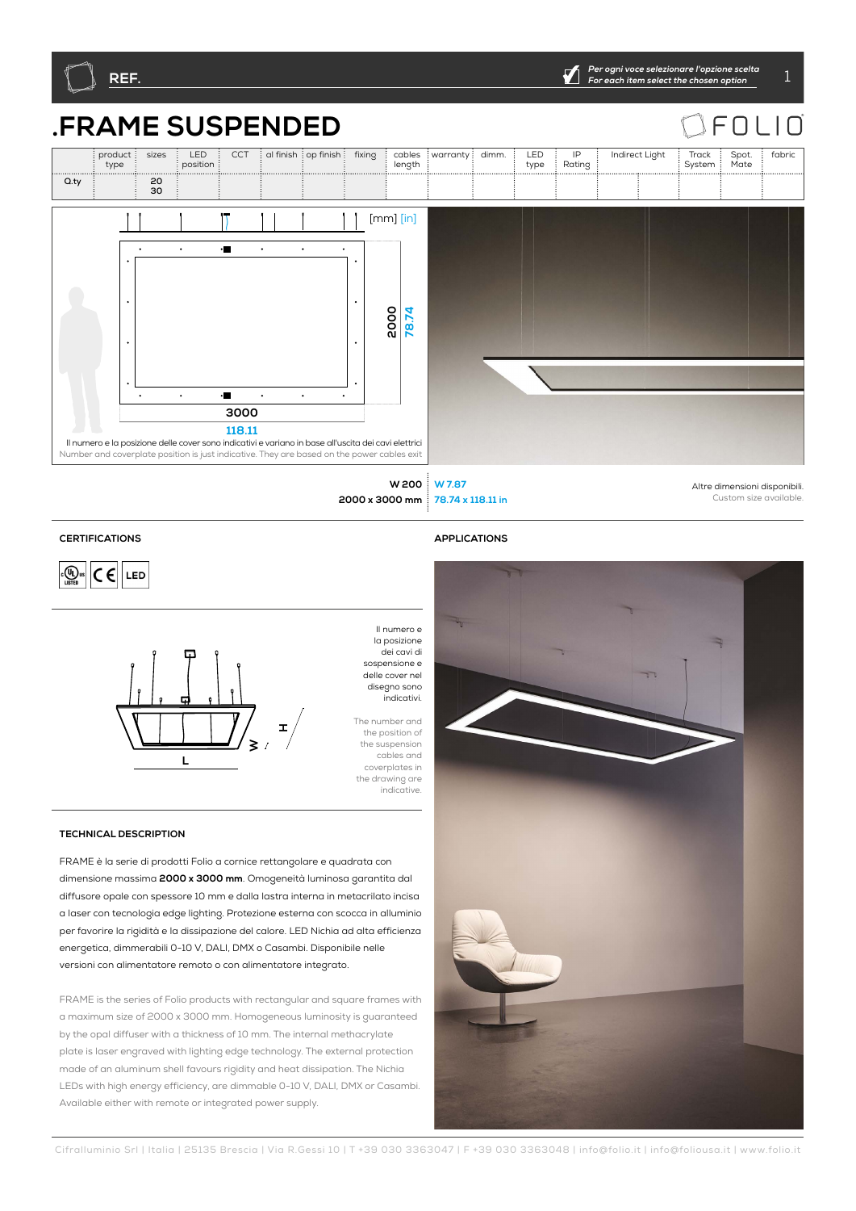REF.

*Per ogni voce selezionare l'opzione scelta*
*For each item select the chosen option*

# .FRAME SUSPENDED

| | product type | sizes | LED position | CCT | al finish | op finish | fixing | cables length | warranty | dimm. | LED type | IP Rating | Indirect Light | | Track System | Spot. Mate | fabric |
|---|---|---|---|---|---|---|---|---|---|---|---|---|---|---|---|---|---|
| Q.ty | | 20<br>30 | | | | | | | | | | | | | | | |

[mm] [in]

2000
78.74

3000
118.11

Il numero e la posizione delle cover sono indicativi e variano in base all'uscita dei cavi elettrici
Number and coverplate position is just indicative. They are based on the power cables exit

| W 200 | W 7.87 |
|---|---|
| 2000 x 3000 mm | 78.74 x 118.11 in |

Altre dimensioni disponibili.
Custom size available.

## CERTIFICATIONS

## APPLICATIONS

Il numero e la posizione dei cavi di sospensione e delle cover nel disegno sono indicativi.

The number and the position of the suspension cables and coverplates in the drawing are indicative.

## TECHNICAL DESCRIPTION

FRAME è la serie di prodotti Folio a cornice rettangolare e quadrata con dimensione massima **2000 x 3000 mm**. Omogeneità luminosa garantita dal diffusore opale con spessore 10 mm e dalla lastra interna in metacrilato incisa a laser con tecnologia edge lighting. Protezione esterna con scocca in alluminio per favorire la rigidità e la dissipazione del calore. LED Nichia ad alta efficienza energetica, dimmerabili 0-10 V, DALI, DMX o Casambi. Disponibile nelle versioni con alimentatore remoto o con alimentatore integrato.

FRAME is the series of Folio products with rectangular and square frames with a maximum size of 2000 x 3000 mm. Homogeneous luminosity is guaranteed by the opal diffuser with a thickness of 10 mm. The internal methacrylate plate is laser engraved with lighting edge technology. The external protection made of an aluminum shell favours rigidity and heat dissipation. The Nichia LEDs with high energy efficiency, are dimmable 0-10 V, DALI, DMX or Casambi. Available either with remote or integrated power supply.

Cifralluminio Srl | Italia | 25135 Brescia | Via R.Gessi 10 | T +39 030 3363047 | F +39 030 3363048 | info@folio.it | info@foliousa.it | www.folio.it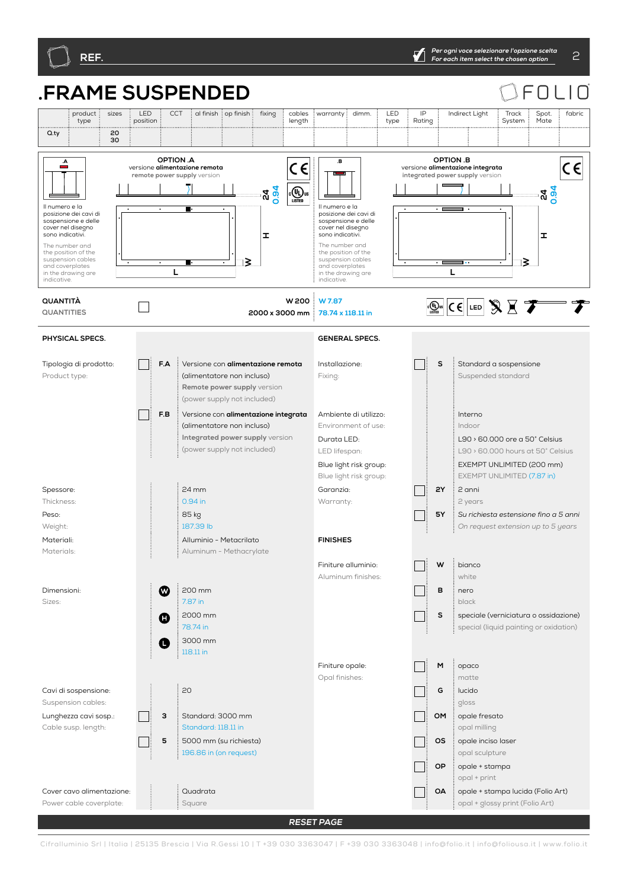**REF.**

*Per ogni voce selezionare l'opzione scelta*
*For each item select the chosen option*

# .FRAME SUSPENDED

FOLIO

| | product type | sizes | LED position | CCT | al finish | op finish | fixing | cables length | warranty | dimm. | LED type | IP Rating | Indirect Light | Track System | Spot. Mate | fabric |
|---|---|---|---|---|---|---|---|---|---|---|---|---|---|---|---|---|
| Q.ty | | 20 30 | | | | | | | | | | | | | | |

## OPTION .A

versione **alimentazione remota**
**remote power supply** version

Il numero e la posizione dei cavi di sospensione e delle cover nel disegno sono indicativi.

The number and the position of the suspension cables and coverplates in the drawing are indicative.

24 / 0.94 — H — W — L

## OPTION .B

versione **alimentazione integrata**
**integrated power supply** version

Il numero e la posizione dei cavi di sospensione e delle cover nel disegno sono indicativi.

The number and the position of the suspension cables and coverplates in the drawing are indicative.

24 / 0.94 — H — W — L

**QUANTITÀ**
**QUANTITIES**

☐ W 200 / 2000 x 3000 mm — W 7.87 / 78.74 x 118.11 in

## PHYSICAL SPECS.

**Tipologia di prodotto:** / Product type:

- ☐ **F.A** — Versione con **alimentazione remota** (alimentatore non incluso) / **Remote power supply** version (power supply not included)
- ☐ **F.B** — Versione con **alimentazione integrata** (alimentatore non incluso) / **Integrated power supply** version (power supply not included)

**Spessore:** / Thickness: 24 mm / 0.94 in

**Peso:** / Weight: 85 kg / 187.39 lb

**Materiali:** / Materials: Alluminio - Metacrilato / Aluminum - Methacrylate

**Dimensioni:** / Sizes:

- W — 200 mm / 7.87 in
- H — 2000 mm / 78.74 in
- L — 3000 mm / 118.11 in

**Cavi di sospensione:** / Suspension cables: 20

**Lunghezza cavi sosp.:** / Cable susp. length:

- ☐ **3** — Standard: 3000 mm / Standard: 118.11 in
- ☐ **5** — 5000 mm (su richiesta) / 196.86 in (on request)

**Cover cavo alimentazione:** / Power cable coverplate: Quadrata / Square

## GENERAL SPECS.

**Installazione:** / Fixing:

- ☐ **S** — Standard a sospensione / Suspended standard

**Ambiente di utilizzo:** / Environment of use: Interno / Indoor

**Durata LED:** / LED lifespan: L90 › 60.000 ore a 50° Celsius / L90 › 60.000 hours at 50° Celsius

**Blue light risk group:** / Blue light risk group: EXEMPT UNLIMITED (200 mm) / EXEMPT UNLIMITED (7.87 in)

**Garanzia:** / Warranty:

- ☐ **2Y** — 2 anni / 2 years
- ☐ **5Y** — *Su richiesta estensione fino a 5 anni* / *On request extension up to 5 years*

## FINISHES

**Finiture alluminio:** / Aluminum finishes:

- ☐ **W** — bianco / white
- ☐ **B** — nero / black
- ☐ **S** — speciale (verniciatura o ossidazione) / special (liquid painting or oxidation)

**Finiture opale:** / Opal finishes:

- ☐ **M** — opaco / matte
- ☐ **G** — lucido / gloss
- ☐ **OM** — opale fresato / opal milling
- ☐ **OS** — opale inciso laser / opal sculpture
- ☐ **OP** — opale + stampa / opal + print
- ☐ **OA** — opale + stampa lucida (Folio Art) / opal + glossy print (Folio Art)

*RESET PAGE*

Cifralluminio Srl | Italia | 25135 Brescia | Via R.Gessi 10 | T +39 030 3363047 | F +39 030 3363048 | info@folio.it | info@foliousa.it | www.folio.it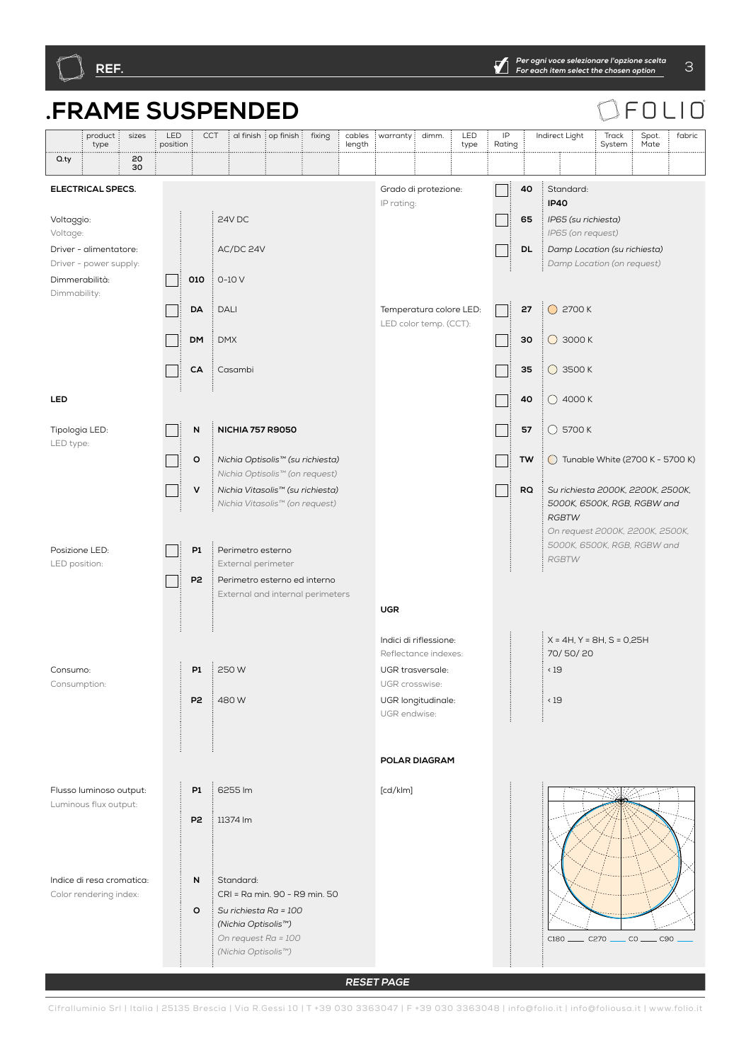**REF.**

*Per ogni voce selezionare l'opzione scelta*
*For each item select the chosen option*

# .FRAME SUSPENDED

FOLIO

| | product type | sizes | LED position | CCT | al finish | op finish | fixing | cables length | warranty | dimm. | LED type | IP Rating | Indirect Light | Track System | Spot. Mate | fabric |
|---|---|---|---|---|---|---|---|---|---|---|---|---|---|---|---|---|
| Q.ty | | 20 30 | | | | | | | | | | | | | | |

## ELECTRICAL SPECS.

Voltaggio: / Voltage: 24V DC

Driver - alimentatore: / Driver - power supply: AC/DC 24V

Dimmerabilità: / Dimmability:

- ☐ **010** 0-10 V
- ☐ **DA** DALI
- ☐ **DM** DMX
- ☐ **CA** Casambi

Grado di protezione: / IP rating:

- ☐ **40** Standard: **IP40**
- ☐ **65** *IP65 (su richiesta)* / *IP65 (on request)*
- ☐ **DL** *Damp Location (su richiesta)* / *Damp Location (on request)*

Temperatura colore LED: / LED color temp. (CCT):

- ☐ **27** 2700 K
- ☐ **30** 3000 K
- ☐ **35** 3500 K
- ☐ **40** 4000 K
- ☐ **57** 5700 K
- ☐ **TW** Tunable White (2700 K - 5700 K)
- ☐ **RQ** *Su richiesta 2000K, 2200K, 2500K, 5000K, 6500K, RGB, RGBW and RGBTW* / *On request 2000K, 2200K, 2500K, 5000K, 6500K, RGB, RGBW and RGBTW*

## LED

Tipologia LED: / LED type:

- ☐ **N** **NICHIA 757 R9050**
- ☐ **O** *Nichia Optisolis™ (su richiesta)* / *Nichia Optisolis™ (on request)*
- ☐ **V** *Nichia Vitasolis™ (su richiesta)* / *Nichia Vitasolis™ (on request)*

Posizione LED: / LED position:

- ☐ **P1** Perimetro esterno / External perimeter
- ☐ **P2** Perimetro esterno ed interno / External and internal perimeters

Consumo: / Consumption:

- **P1** 250 W
- **P2** 480 W

Flusso luminoso output: / Luminous flux output:

- **P1** 6255 lm
- **P2** 11374 lm

Indice di resa cromatica: / Color rendering index:

- **N** Standard: CRI = Ra min. 90 - R9 min. 50
- **O** *Su richiesta Ra = 100 (Nichia Optisolis™)* / *On request Ra = 100 (Nichia Optisolis™)*

## UGR

Indici di riflessione: / Reflectance indexes: X = 4H, Y = 8H, S = 0,25H — 70/ 50/ 20

UGR trasversale: / UGR crosswise: ‹ 19

UGR longitudinale: / UGR endwise: ‹ 19

## POLAR DIAGRAM

[cd/klm]

C180 ___ C270 ___ C0 ___ C90 ___

*RESET PAGE*

Cifralluminio Srl | Italia | 25135 Brescia | Via R.Gessi 10 | T +39 030 3363047 | F +39 030 3363048 | info@folio.it | info@foliousa.it | www.folio.it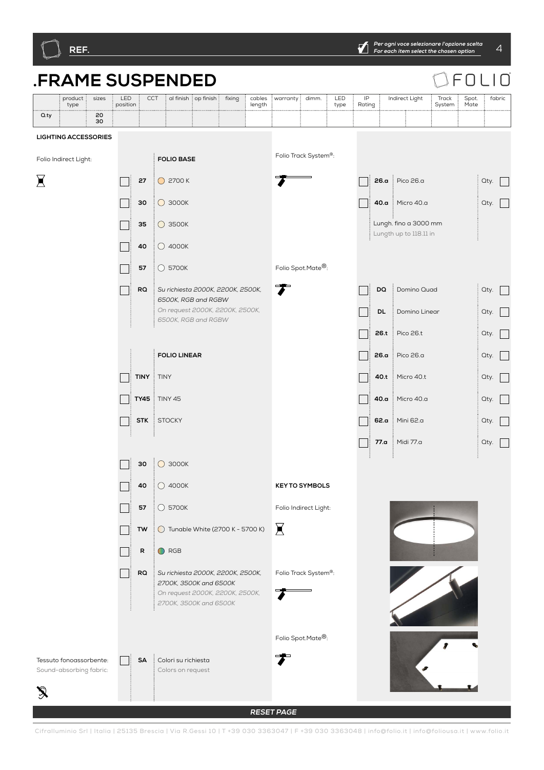REF.

*Per ogni voce selezionare l'opzione scelta*
*For each item select the chosen option*

# .FRAME SUSPENDED

| | product type | sizes | LED position | CCT | al finish | op finish | fixing | cables length | warranty | dimm. | LED type | IP Rating | Indirect Light | | Track System | Spot. Mate | fabric |
|---|---|---|---|---|---|---|---|---|---|---|---|---|---|---|---|---|---|
| Q.ty | | 20<br>30 | | | | | | | | | | | | | | | |

**LIGHTING ACCESSORIES**

Folio Indirect Light:

**FOLIO BASE**

| | | |
|---|---|---|
| ☐ | **27** | 2700 K |
| ☐ | **30** | 3000K |
| ☐ | **35** | 3500K |
| ☐ | **40** | 4000K |
| ☐ | **57** | 5700K |
| ☐ | **RQ** | *Su richiesta 2000K, 2200K, 2500K, 6500K, RGB and RGBW*<br>*On request 2000K, 2200K, 2500K, 6500K, RGB and RGBW* |

**FOLIO LINEAR**

| | | |
|---|---|---|
| ☐ | **TINY** | TINY |
| ☐ | **TY45** | TINY 45 |
| ☐ | **STK** | STOCKY |
| ☐ | **30** | 3000K |
| ☐ | **40** | 4000K |
| ☐ | **57** | 5700K |
| ☐ | **TW** | Tunable White (2700 K - 5700 K) |
| ☐ | **R** | RGB |
| ☐ | **RQ** | *Su richiesta 2000K, 2200K, 2500K, 2700K, 3500K and 6500K*<br>*On request 2000K, 2200K, 2500K, 2700K, 3500K and 6500K* |

Tessuto fonoassorbente:
Sound-absorbing fabric:

| | | |
|---|---|---|
| ☐ | **SA** | Colori su richiesta<br>Colors on request |

Folio Track System®:

| | | | |
|---|---|---|---|
| ☐ | **26.a** | Pico 26.a | Qty. ☐ |
| ☐ | **40.a** | Micro 40.a | Qty. ☐ |
| | | Lungh. fino a 3000 mm<br>Lungth up to 118.11 in | |

Folio Spot.Mate®:

| | | | |
|---|---|---|---|
| ☐ | **DQ** | Domino Quad | Qty. ☐ |
| ☐ | **DL** | Domino Linear | Qty. ☐ |
| ☐ | **26.t** | Pico 26.t | Qty. ☐ |
| ☐ | **26.a** | Pico 26.a | Qty. ☐ |
| ☐ | **40.t** | Micro 40.t | Qty. ☐ |
| ☐ | **40.a** | Micro 40.a | Qty. ☐ |
| ☐ | **62.a** | Mini 62.a | Qty. ☐ |
| ☐ | **77.a** | Midi 77.a | Qty. ☐ |

**KEY TO SYMBOLS**

Folio Indirect Light:

Folio Track System®:

Folio Spot.Mate®:

*RESET PAGE*

Cifralluminio Srl | Italia | 25135 Brescia | Via R.Gessi 10 | T +39 030 3363047 | F +39 030 3363048 | info@folio.it | info@foliousa.it | www.folio.it